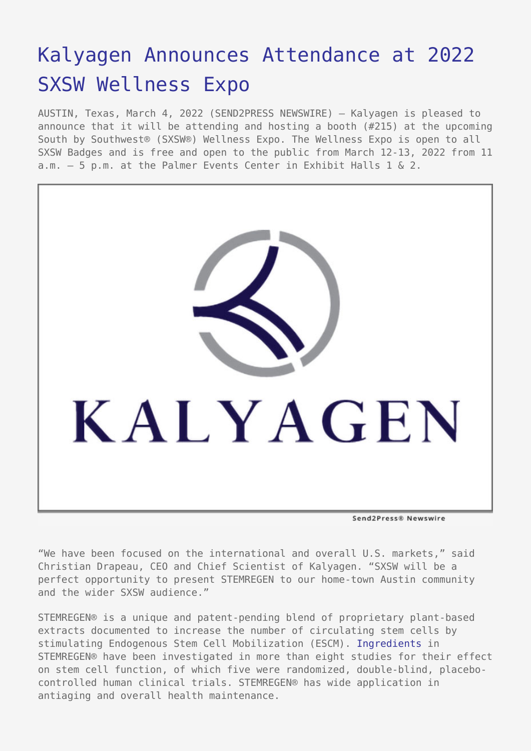# Kalyagen Announces Attendance at 2022 SXSW Wellness Expo

AUSTIN, Texas, March 4, 2022 (SEND2PRESS NEWSWIRE) — Kalyagen is pleased to announce that it will be attending and hosting a booth (#215) at the upcoming South by Southwest® (SXSW®) Wellness Expo. The Wellness Expo is open to all SXSW Badges and is free and open to the public from March 12-13, 2022 from 11 a.m. – 5 p.m. at the Palmer Events Center in Exhibit Halls 1 & 2.

"We have been focused on the international and overall U.S. markets," said Christian Drapeau, CEO and Chief Scientist of Kalyagen. "SXSW will be a perfect opportunity to present STEMREGEN to our home-town Austin community and the wider SXSW audience."

STEMREGEN® is a unique and patent-pending blend of proprietary plant-based extracts documented to increase the number of circulating stem cells by stimulating Endogenous Stem Cell Mobilization (ESCM). Ingredients in STEMREGEN® have been investigated in more than eight studies for their effect on stem cell function, of which five were randomized, double-blind, placebo-controlled human clinical trials. STEMREGEN® has wide application in antiaging and overall health maintenance.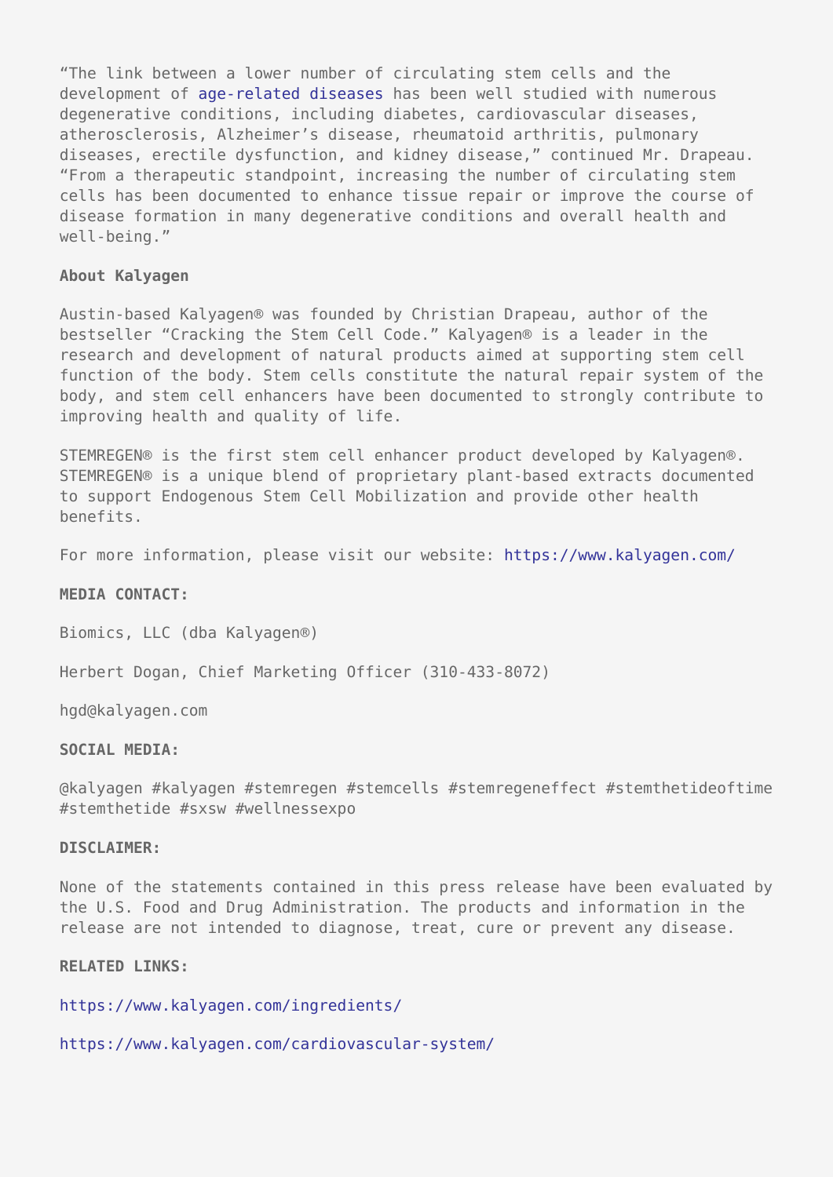"The link between a lower number of circulating stem cells and the development of age-related diseases has been well studied with numerous degenerative conditions, including diabetes, cardiovascular diseases, atherosclerosis, Alzheimer's disease, rheumatoid arthritis, pulmonary diseases, erectile dysfunction, and kidney disease," continued Mr. Drapeau. "From a therapeutic standpoint, increasing the number of circulating stem cells has been documented to enhance tissue repair or improve the course of disease formation in many degenerative conditions and overall health and well-being."

**About Kalyagen**

Austin-based Kalyagen® was founded by Christian Drapeau, author of the bestseller "Cracking the Stem Cell Code." Kalyagen® is a leader in the research and development of natural products aimed at supporting stem cell function of the body. Stem cells constitute the natural repair system of the body, and stem cell enhancers have been documented to strongly contribute to improving health and quality of life.

STEMREGEN® is the first stem cell enhancer product developed by Kalyagen®. STEMREGEN® is a unique blend of proprietary plant-based extracts documented to support Endogenous Stem Cell Mobilization and provide other health benefits.

For more information, please visit our website: https://www.kalyagen.com/

**MEDIA CONTACT:**

Biomics, LLC (dba Kalyagen®)

Herbert Dogan, Chief Marketing Officer (310-433-8072)

hgd@kalyagen.com

**SOCIAL MEDIA:**

@kalyagen #kalyagen #stemregen #stemcells #stemregeneffect #stemthetideoftime #stemthetide #sxsw #wellnessexpo

**DISCLAIMER:**

None of the statements contained in this press release have been evaluated by the U.S. Food and Drug Administration. The products and information in the release are not intended to diagnose, treat, cure or prevent any disease.

**RELATED LINKS:**

https://www.kalyagen.com/ingredients/

https://www.kalyagen.com/cardiovascular-system/